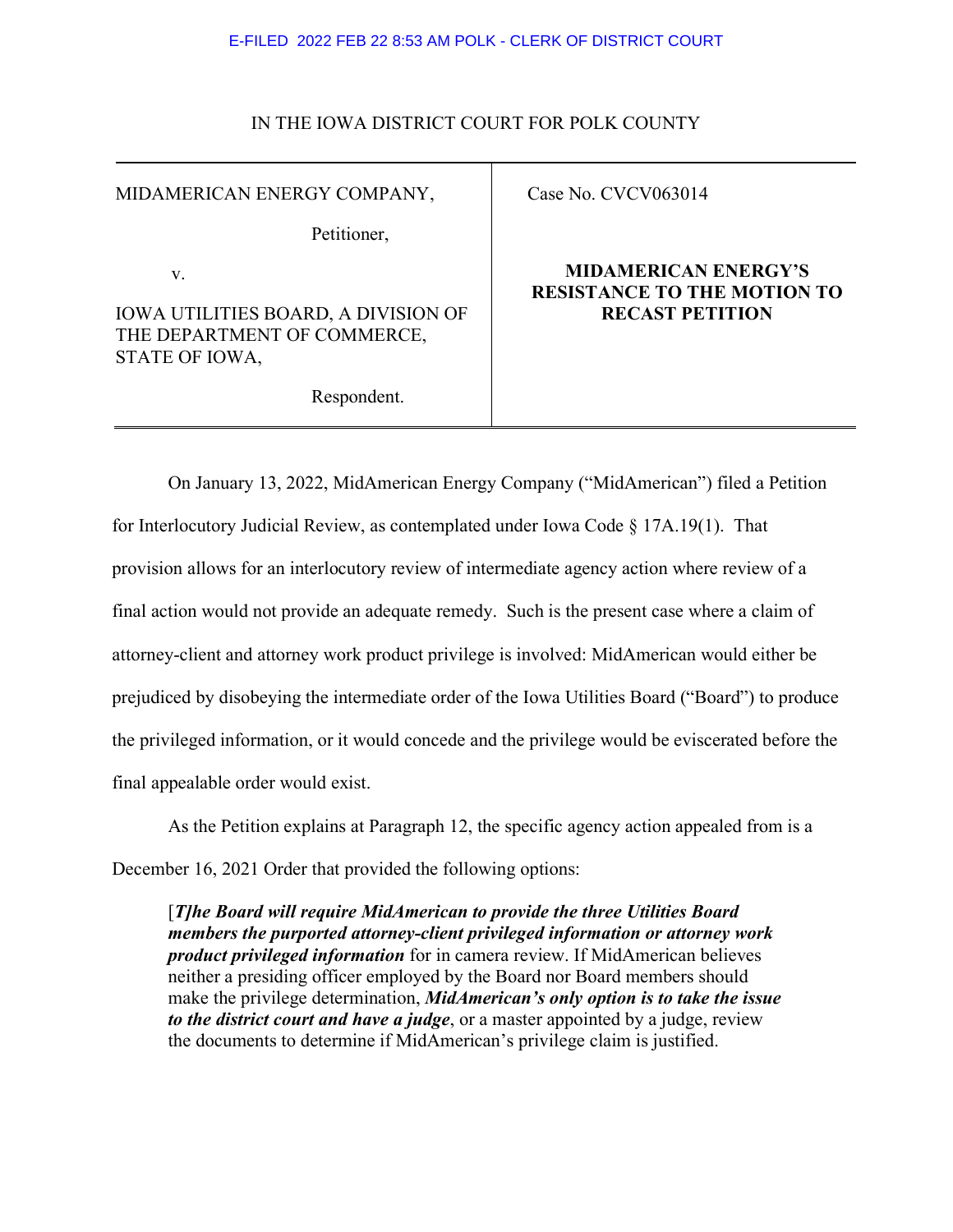E-FILED 2022 FEB 22 8:53 AM POLK - CLERK OF DISTRICT COURT

IN THE IOWA DISTRICT COURT FOR POLK COUNTY

| | |
|---|---|
| MIDAMERICAN ENERGY COMPANY,<br><br>Petitioner,<br><br>v.<br><br>IOWA UTILITIES BOARD, A DIVISION OF THE DEPARTMENT OF COMMERCE, STATE OF IOWA,<br><br>Respondent. | Case No. CVCV063014<br><br>**MIDAMERICAN ENERGY'S RESISTANCE TO THE MOTION TO RECAST PETITION** |

On January 13, 2022, MidAmerican Energy Company ("MidAmerican") filed a Petition for Interlocutory Judicial Review, as contemplated under Iowa Code § 17A.19(1). That provision allows for an interlocutory review of intermediate agency action where review of a final action would not provide an adequate remedy. Such is the present case where a claim of attorney-client and attorney work product privilege is involved: MidAmerican would either be prejudiced by disobeying the intermediate order of the Iowa Utilities Board ("Board") to produce the privileged information, or it would concede and the privilege would be eviscerated before the final appealable order would exist.

As the Petition explains at Paragraph 12, the specific agency action appealed from is a December 16, 2021 Order that provided the following options:

> [***T]he Board will require MidAmerican to provide the three Utilities Board members the purported attorney-client privileged information or attorney work product privileged information*** for in camera review. If MidAmerican believes neither a presiding officer employed by the Board nor Board members should make the privilege determination, ***MidAmerican's only option is to take the issue to the district court and have a judge***, or a master appointed by a judge, review the documents to determine if MidAmerican's privilege claim is justified.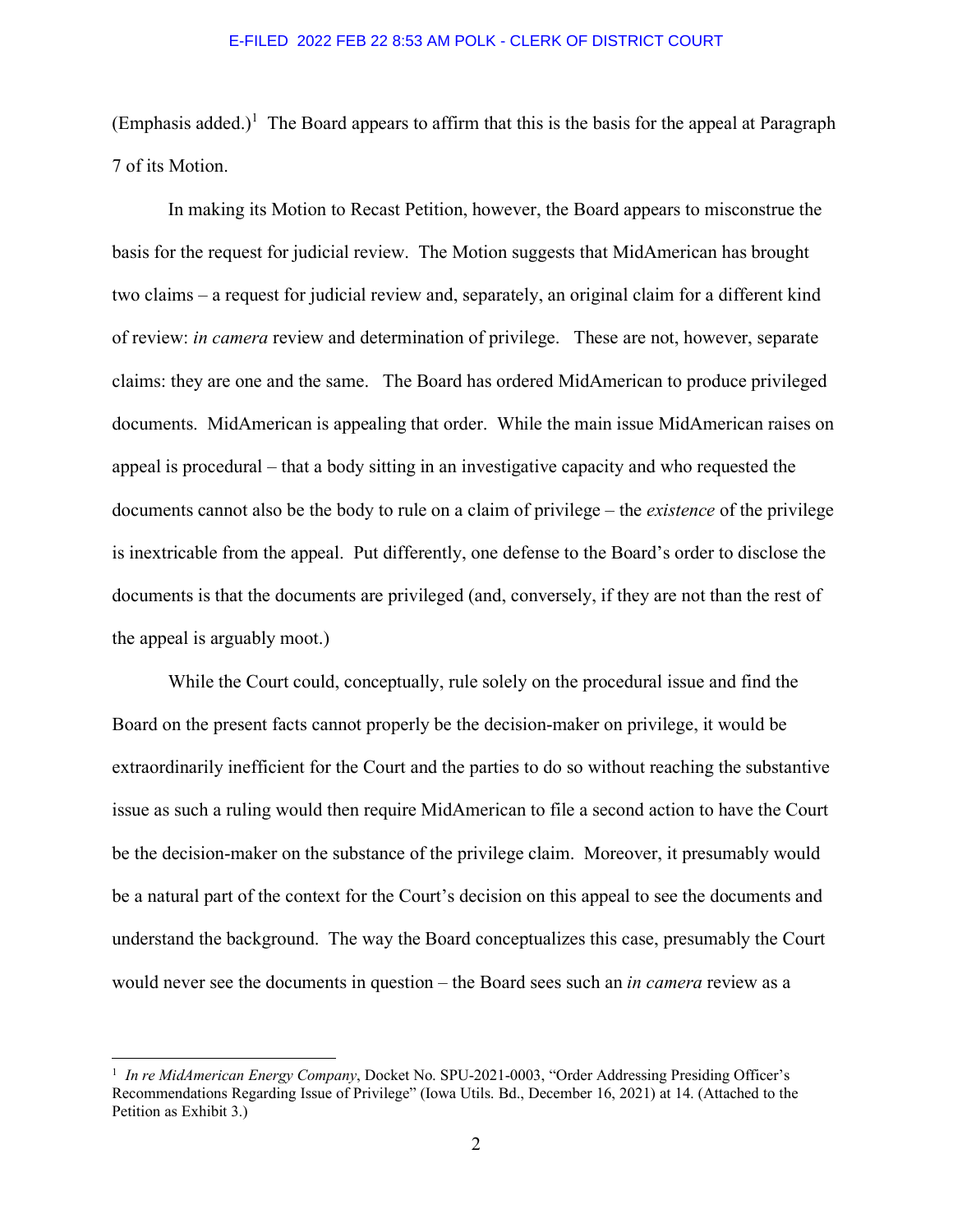(Emphasis added.)[1] The Board appears to affirm that this is the basis for the appeal at Paragraph 7 of its Motion.

In making its Motion to Recast Petition, however, the Board appears to misconstrue the basis for the request for judicial review. The Motion suggests that MidAmerican has brought two claims – a request for judicial review and, separately, an original claim for a different kind of review: *in camera* review and determination of privilege. These are not, however, separate claims: they are one and the same. The Board has ordered MidAmerican to produce privileged documents. MidAmerican is appealing that order. While the main issue MidAmerican raises on appeal is procedural – that a body sitting in an investigative capacity and who requested the documents cannot also be the body to rule on a claim of privilege – the *existence* of the privilege is inextricable from the appeal. Put differently, one defense to the Board's order to disclose the documents is that the documents are privileged (and, conversely, if they are not than the rest of the appeal is arguably moot.)

While the Court could, conceptually, rule solely on the procedural issue and find the Board on the present facts cannot properly be the decision-maker on privilege, it would be extraordinarily inefficient for the Court and the parties to do so without reaching the substantive issue as such a ruling would then require MidAmerican to file a second action to have the Court be the decision-maker on the substance of the privilege claim. Moreover, it presumably would be a natural part of the context for the Court's decision on this appeal to see the documents and understand the background. The way the Board conceptualizes this case, presumably the Court would never see the documents in question – the Board sees such an *in camera* review as a

---

[1] *In re MidAmerican Energy Company*, Docket No. SPU-2021-0003, "Order Addressing Presiding Officer's Recommendations Regarding Issue of Privilege" (Iowa Utils. Bd., December 16, 2021) at 14. (Attached to the Petition as Exhibit 3.)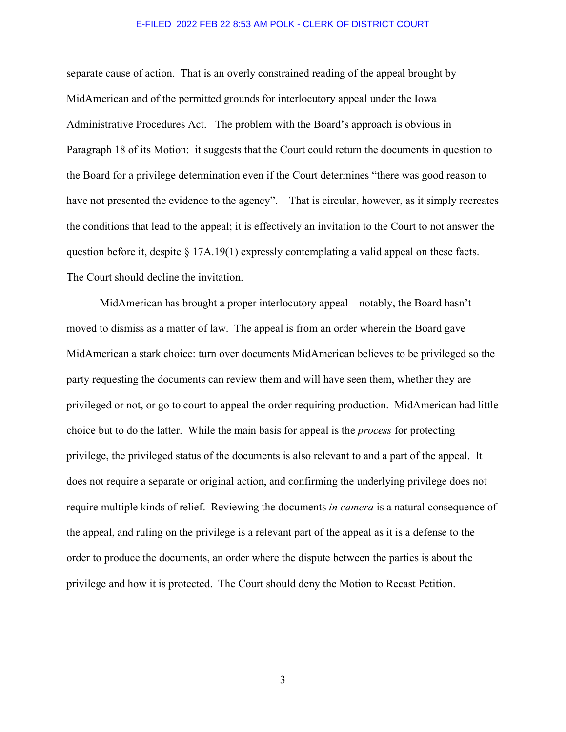separate cause of action. That is an overly constrained reading of the appeal brought by MidAmerican and of the permitted grounds for interlocutory appeal under the Iowa Administrative Procedures Act. The problem with the Board's approach is obvious in Paragraph 18 of its Motion: it suggests that the Court could return the documents in question to the Board for a privilege determination even if the Court determines "there was good reason to have not presented the evidence to the agency". That is circular, however, as it simply recreates the conditions that lead to the appeal; it is effectively an invitation to the Court to not answer the question before it, despite § 17A.19(1) expressly contemplating a valid appeal on these facts. The Court should decline the invitation.

MidAmerican has brought a proper interlocutory appeal – notably, the Board hasn't moved to dismiss as a matter of law. The appeal is from an order wherein the Board gave MidAmerican a stark choice: turn over documents MidAmerican believes to be privileged so the party requesting the documents can review them and will have seen them, whether they are privileged or not, or go to court to appeal the order requiring production. MidAmerican had little choice but to do the latter. While the main basis for appeal is the *process* for protecting privilege, the privileged status of the documents is also relevant to and a part of the appeal. It does not require a separate or original action, and confirming the underlying privilege does not require multiple kinds of relief. Reviewing the documents *in camera* is a natural consequence of the appeal, and ruling on the privilege is a relevant part of the appeal as it is a defense to the order to produce the documents, an order where the dispute between the parties is about the privilege and how it is protected. The Court should deny the Motion to Recast Petition.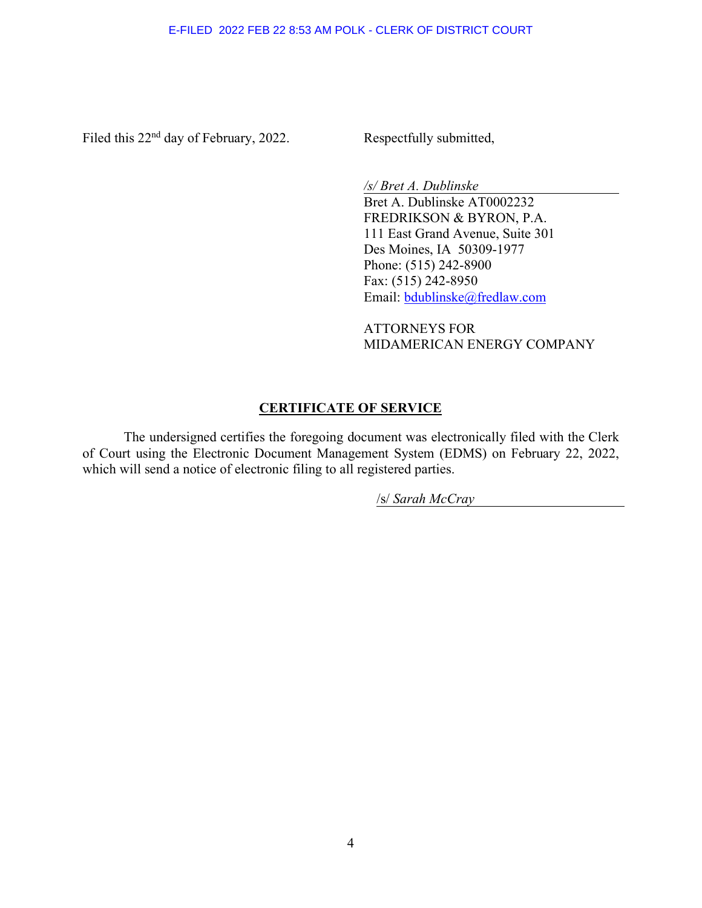Filed this 22nd day of February, 2022.

Respectfully submitted,

*/s/ Bret A. Dublinske*
Bret A. Dublinske AT0002232
FREDRIKSON & BYRON, P.A.
111 East Grand Avenue, Suite 301
Des Moines, IA 50309-1977
Phone: (515) 242-8900
Fax: (515) 242-8950
Email: bdublinske@fredlaw.com

ATTORNEYS FOR
MIDAMERICAN ENERGY COMPANY

## CERTIFICATE OF SERVICE

The undersigned certifies the foregoing document was electronically filed with the Clerk of Court using the Electronic Document Management System (EDMS) on February 22, 2022, which will send a notice of electronic filing to all registered parties.

/s/ *Sarah McCray*